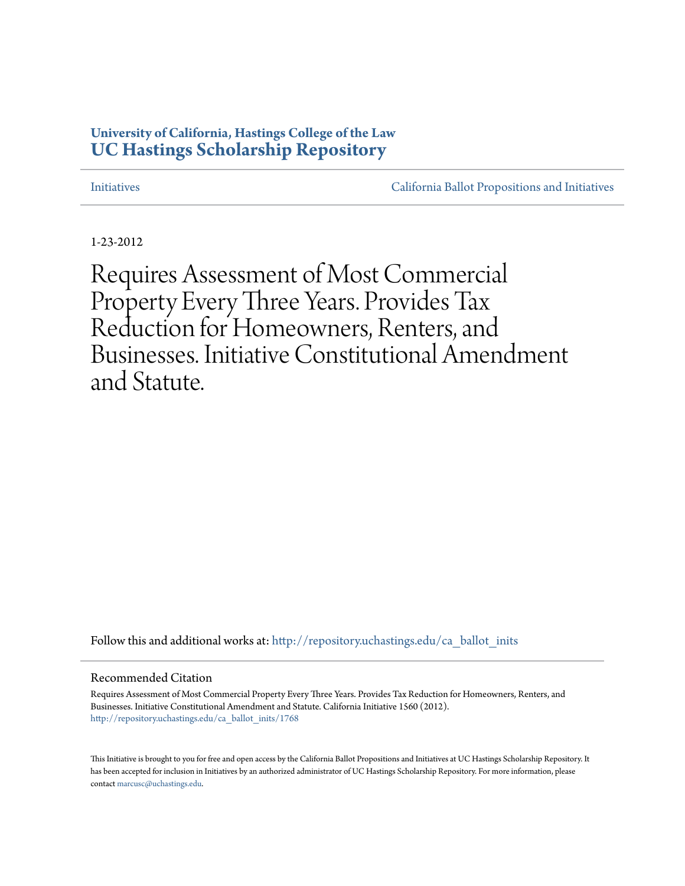**University of California, Hastings College of the Law**
**UC Hastings Scholarship Repository**

Initiatives | California Ballot Propositions and Initiatives

1-23-2012

# Requires Assessment of Most Commercial Property Every Three Years. Provides Tax Reduction for Homeowners, Renters, and Businesses. Initiative Constitutional Amendment and Statute.

Follow this and additional works at: http://repository.uchastings.edu/ca_ballot_inits

## Recommended Citation

Requires Assessment of Most Commercial Property Every Three Years. Provides Tax Reduction for Homeowners, Renters, and Businesses. Initiative Constitutional Amendment and Statute. California Initiative 1560 (2012).
http://repository.uchastings.edu/ca_ballot_inits/1768

This Initiative is brought to you for free and open access by the California Ballot Propositions and Initiatives at UC Hastings Scholarship Repository. It has been accepted for inclusion in Initiatives by an authorized administrator of UC Hastings Scholarship Repository. For more information, please contact marcusc@uchastings.edu.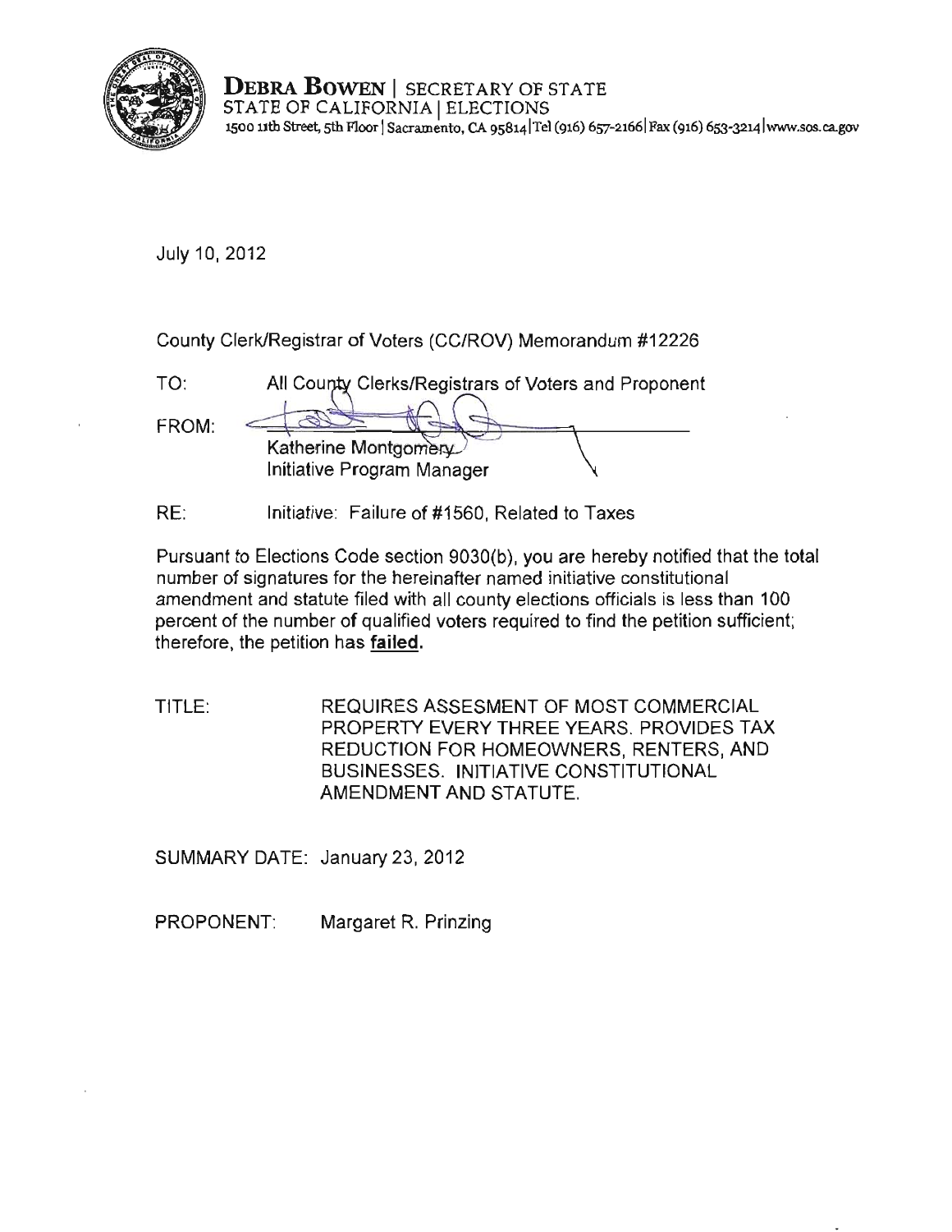**DEBRA BOWEN** | SECRETARY OF STATE
STATE OF CALIFORNIA | ELECTIONS
1500 11th Street, 5th Floor | Sacramento, CA 95814 | Tel (916) 657-2166 | Fax (916) 653-3214 | www.sos.ca.gov

July 10, 2012

County Clerk/Registrar of Voters (CC/ROV) Memorandum #12226

TO: All County Clerks/Registrars of Voters and Proponent

FROM: Katherine Montgomery
Initiative Program Manager

RE: Initiative: Failure of #1560, Related to Taxes

Pursuant to Elections Code section 9030(b), you are hereby notified that the total number of signatures for the hereinafter named initiative constitutional amendment and statute filed with all county elections officials is less than 100 percent of the number of qualified voters required to find the petition sufficient; therefore, the petition has **failed.**

TITLE: REQUIRES ASSESMENT OF MOST COMMERCIAL PROPERTY EVERY THREE YEARS. PROVIDES TAX REDUCTION FOR HOMEOWNERS, RENTERS, AND BUSINESSES. INITIATIVE CONSTITUTIONAL AMENDMENT AND STATUTE.

SUMMARY DATE: January 23, 2012

PROPONENT: Margaret R. Prinzing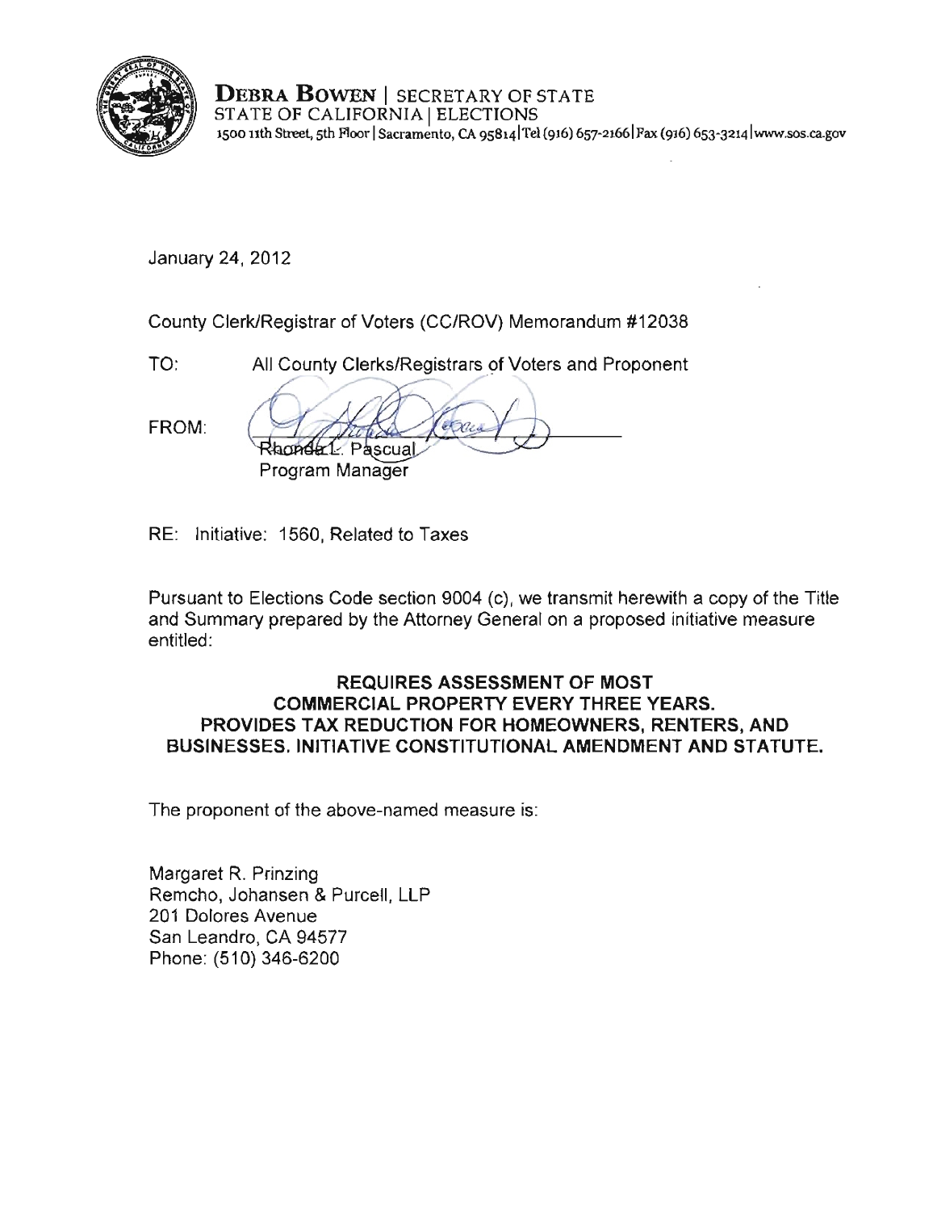**DEBRA BOWEN** | SECRETARY OF STATE
STATE OF CALIFORNIA | ELECTIONS
1500 11th Street, 5th Floor | Sacramento, CA 95814 | Tel (916) 657-2166 | Fax (916) 653-3214 | www.sos.ca.gov

January 24, 2012

County Clerk/Registrar of Voters (CC/ROV) Memorandum #12038

TO: All County Clerks/Registrars of Voters and Proponent

FROM: Rhonda L. Pascual
Program Manager

RE: Initiative: 1560, Related to Taxes

Pursuant to Elections Code section 9004 (c), we transmit herewith a copy of the Title and Summary prepared by the Attorney General on a proposed initiative measure entitled:

**REQUIRES ASSESSMENT OF MOST COMMERCIAL PROPERTY EVERY THREE YEARS. PROVIDES TAX REDUCTION FOR HOMEOWNERS, RENTERS, AND BUSINESSES. INITIATIVE CONSTITUTIONAL AMENDMENT AND STATUTE.**

The proponent of the above-named measure is:

Margaret R. Prinzing
Remcho, Johansen & Purcell, LLP
201 Dolores Avenue
San Leandro, CA 94577
Phone: (510) 346-6200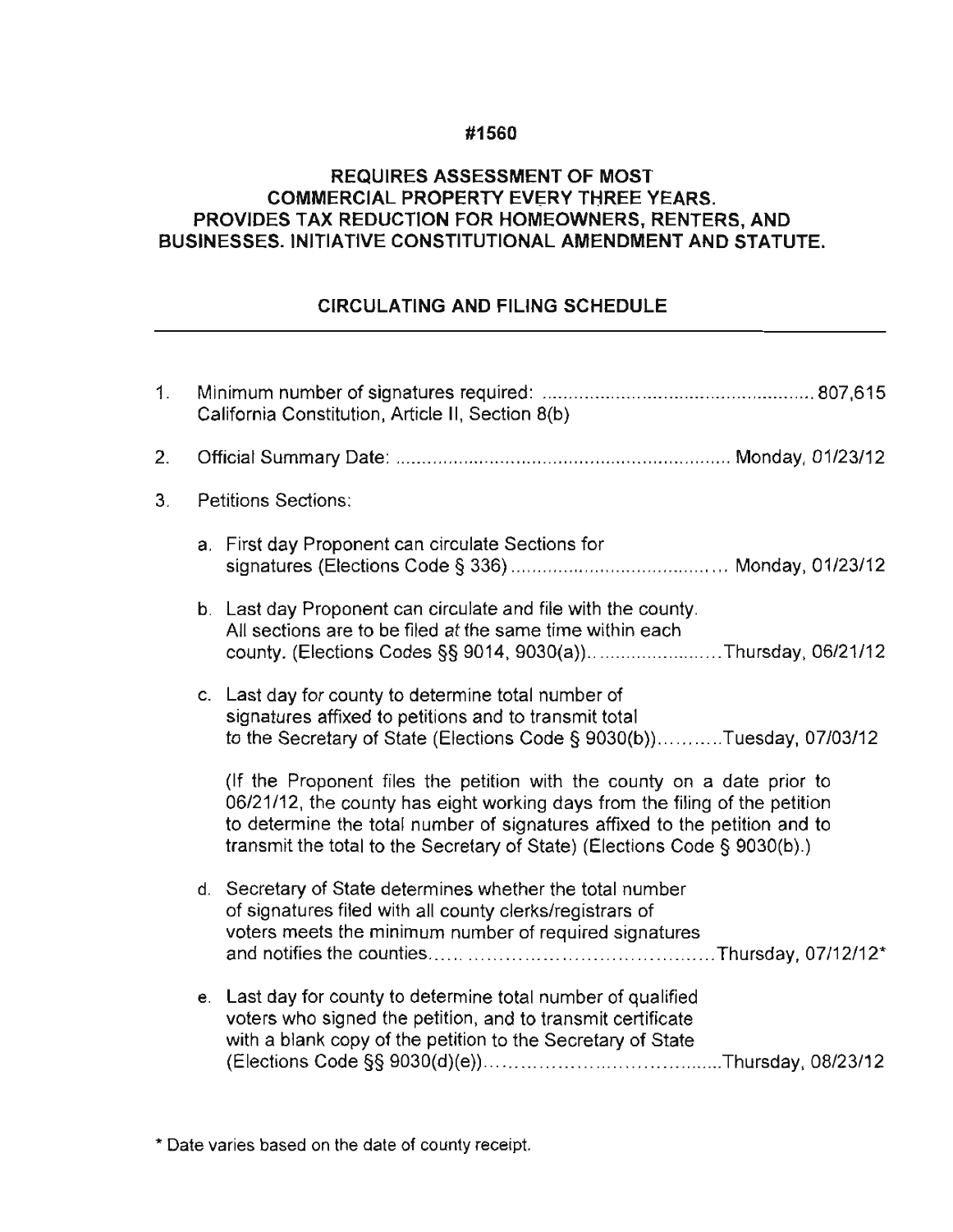**#1560**

**REQUIRES ASSESSMENT OF MOST COMMERCIAL PROPERTY EVERY THREE YEARS. PROVIDES TAX REDUCTION FOR HOMEOWNERS, RENTERS, AND BUSINESSES. INITIATIVE CONSTITUTIONAL AMENDMENT AND STATUTE.**

**CIRCULATING AND FILING SCHEDULE**

---

1. Minimum number of signatures required: .................................................. 807,615
   California Constitution, Article II, Section 8(b)

2. Official Summary Date: .............................................................. Monday, 01/23/12

3. Petitions Sections:

   a. First day Proponent can circulate Sections for signatures (Elections Code § 336) ........................................ Monday, 01/23/12

   b. Last day Proponent can circulate and file with the county. All sections are to be filed *at* the same time within each county. (Elections Codes §§ 9014, 9030(a)).......................Thursday, 06/21/12

   c. Last day for county to determine total number of signatures affixed to petitions and to transmit total to the Secretary of State (Elections Code § 9030(b))...........Tuesday, 07/03/12

      (If the Proponent files the petition with the county on a date prior to 06/21/12, the county has eight working days from the filing of the petition to determine the total number of signatures affixed to the petition and to transmit the total to the Secretary of State) (Elections Code § 9030(b).)

   d. Secretary of State determines whether the total number of signatures filed with all county clerks/registrars of voters meets the minimum number of required signatures and notifies the counties..............................................Thursday, 07/12/12*

   e. Last day for county to determine total number of qualified voters who signed the petition, and to transmit certificate with a blank copy of the petition to the Secretary of State (Elections Code §§ 9030(d)(e))......................................Thursday, 08/23/12

\* Date varies based on the date of county receipt.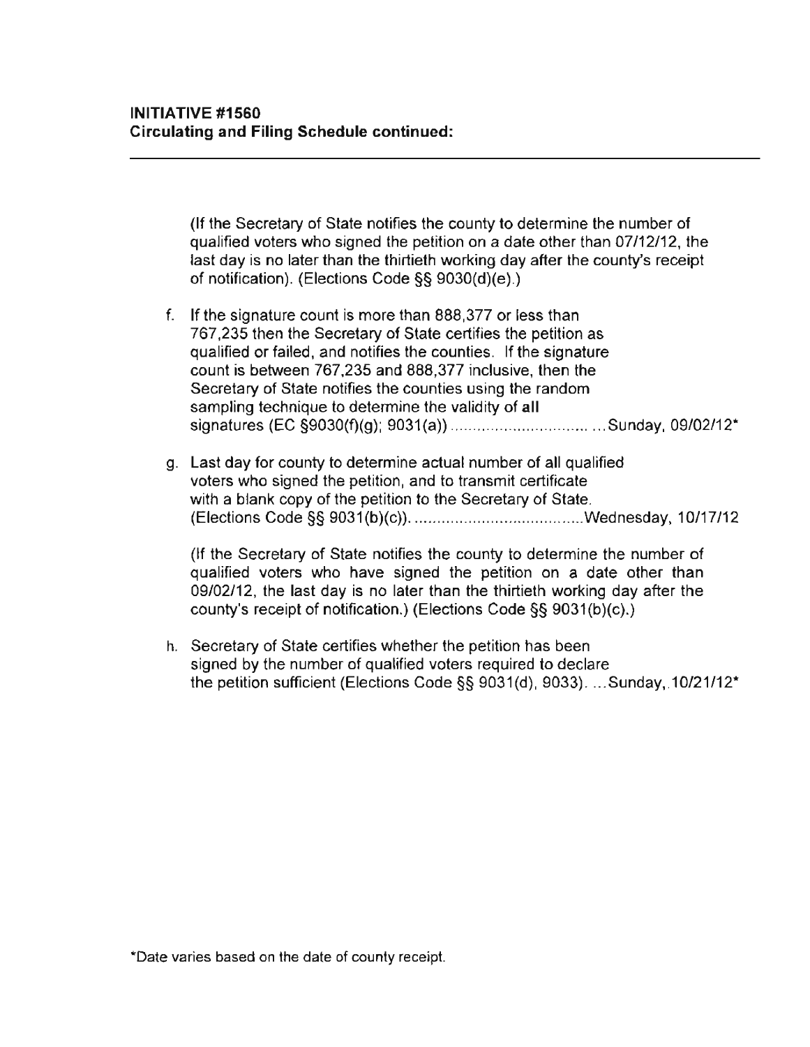**INITIATIVE #1560**
**Circulating and Filing Schedule continued:**

---

(If the Secretary of State notifies the county to determine the number of qualified voters who signed the petition on a date other than 07/12/12, the last day is no later than the thirtieth working day after the county's receipt of notification). (Elections Code §§ 9030(d)(e).)

f. If the signature count is more than 888,377 or less than 767,235 then the Secretary of State certifies the petition as qualified or failed, and notifies the counties. If the signature count is between 767,235 and 888,377 inclusive, then the Secretary of State notifies the counties using the random sampling technique to determine the validity of all signatures (EC §9030(f)(g); 9031(a)) ............................... ...Sunday, 09/02/12*

g. Last day for county to determine actual number of all qualified voters who signed the petition, and to transmit certificate with a blank copy of the petition to the Secretary of State. (Elections Code §§ 9031(b)(c)). .....................................Wednesday, 10/17/12

   (If the Secretary of State notifies the county to determine the number of qualified voters who have signed the petition on a date other than 09/02/12, the last day is no later than the thirtieth working day after the county's receipt of notification.) (Elections Code §§ 9031(b)(c).)

h. Secretary of State certifies whether the petition has been signed by the number of qualified voters required to declare the petition sufficient (Elections Code §§ 9031(d), 9033). ...Sunday, 10/21/12*

*Date varies based on the date of county receipt.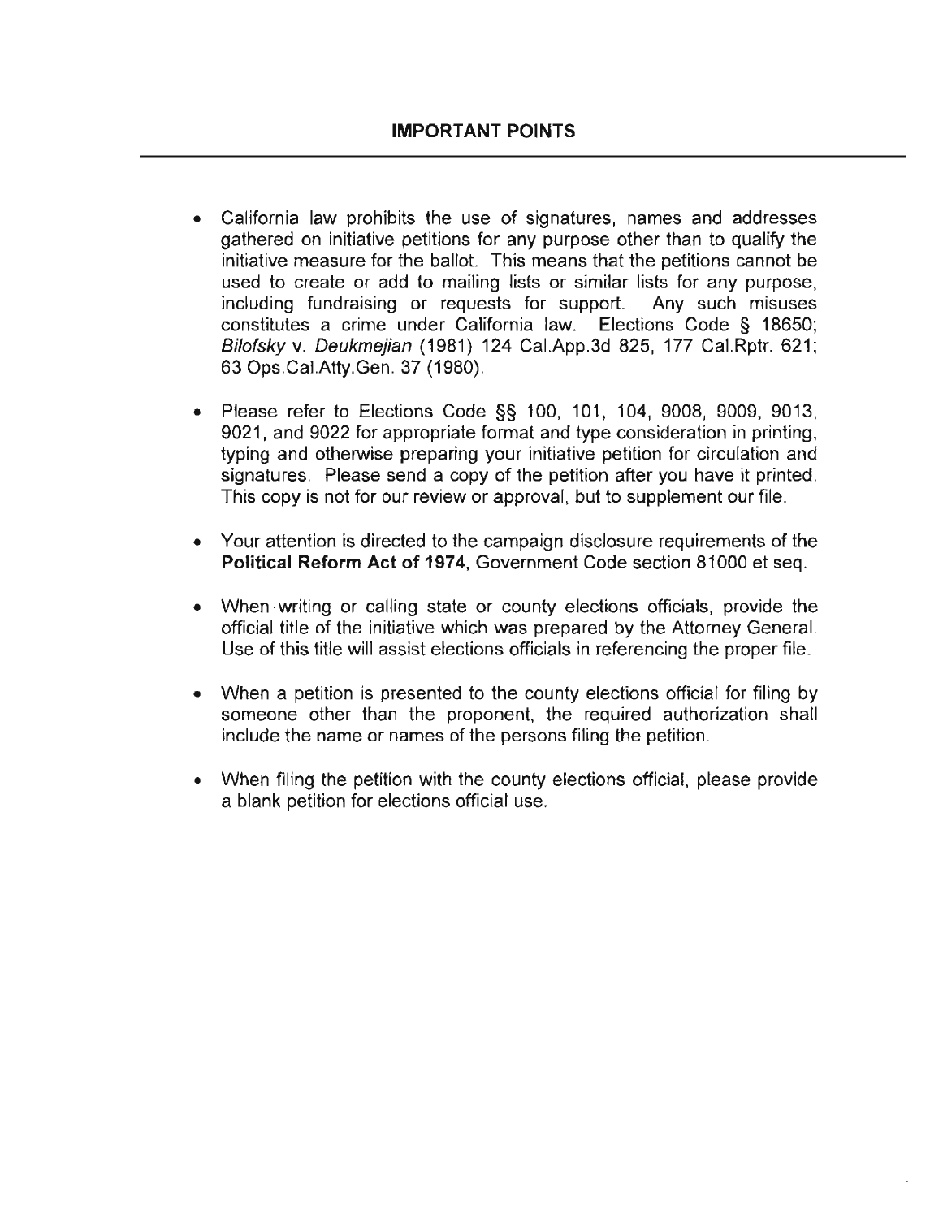## IMPORTANT POINTS

- California law prohibits the use of signatures, names and addresses gathered on initiative petitions for any purpose other than to qualify the initiative measure for the ballot. This means that the petitions cannot be used to create or add to mailing lists or similar lists for any purpose, including fundraising or requests for support. Any such misuses constitutes a crime under California law. Elections Code § 18650; *Bilofsky* v. *Deukmejian* (1981) 124 Cal.App.3d 825, 177 Cal.Rptr. 621; 63 Ops.Cal.Atty.Gen. 37 (1980).

- Please refer to Elections Code §§ 100, 101, 104, 9008, 9009, 9013, 9021, and 9022 for appropriate format and type consideration in printing, typing and otherwise preparing your initiative petition for circulation and signatures. Please send a copy of the petition after you have it printed. This copy is not for our review or approval, but to supplement our file.

- Your attention is directed to the campaign disclosure requirements of the **Political Reform Act of 1974,** Government Code section 81000 et seq.

- When writing or calling state or county elections officials, provide the official title of the initiative which was prepared by the Attorney General. Use of this title will assist elections officials in referencing the proper file.

- When a petition is presented to the county elections official for filing by someone other than the proponent, the required authorization shall include the name or names of the persons filing the petition.

- When filing the petition with the county elections official, please provide a blank petition for elections official use.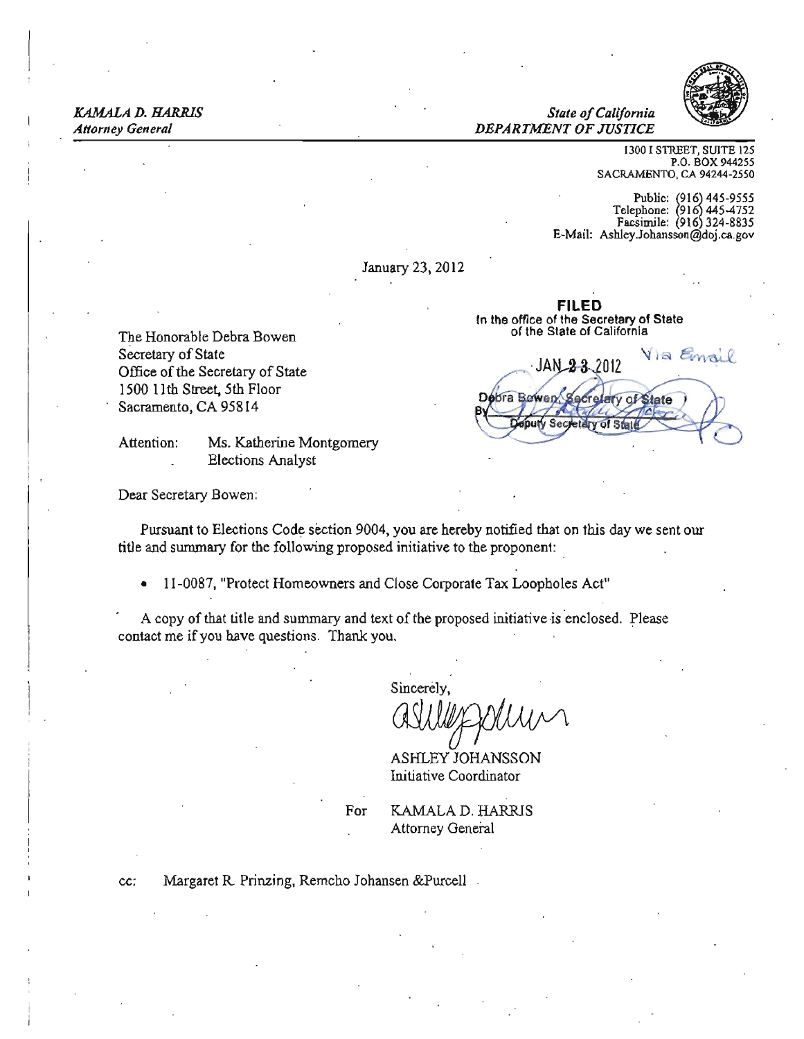*KAMALA D. HARRIS*
*Attorney General*

*State of California*
*DEPARTMENT OF JUSTICE*

1300 I STREET, SUITE 125
P.O. BOX 944255
SACRAMENTO, CA 94244-2550

Public: (916) 445-9555
Telephone: (916) 445-4752
Facsimile: (916) 324-8835
E-Mail: Ashley.Johansson@doj.ca.gov

January 23, 2012

**FILED**
In the office of the Secretary of State of the State of California

JAN 23 2012

Via Email

Debra Bowen, Secretary of State
By
Deputy Secretary of State

The Honorable Debra Bowen
Secretary of State
Office of the Secretary of State
1500 11th Street, 5th Floor
Sacramento, CA 95814

Attention: Ms. Katherine Montgomery
Elections Analyst

Dear Secretary Bowen:

Pursuant to Elections Code section 9004, you are hereby notified that on this day we sent our title and summary for the following proposed initiative to the proponent:

- 11-0087, "Protect Homeowners and Close Corporate Tax Loopholes Act"

A copy of that title and summary and text of the proposed initiative is enclosed. Please contact me if you have questions. Thank you.

Sincerely,

ASHLEY JOHANSSON
Initiative Coordinator

For KAMALA D. HARRIS
Attorney General

cc: Margaret R. Prinzing, Remcho Johansen &Purcell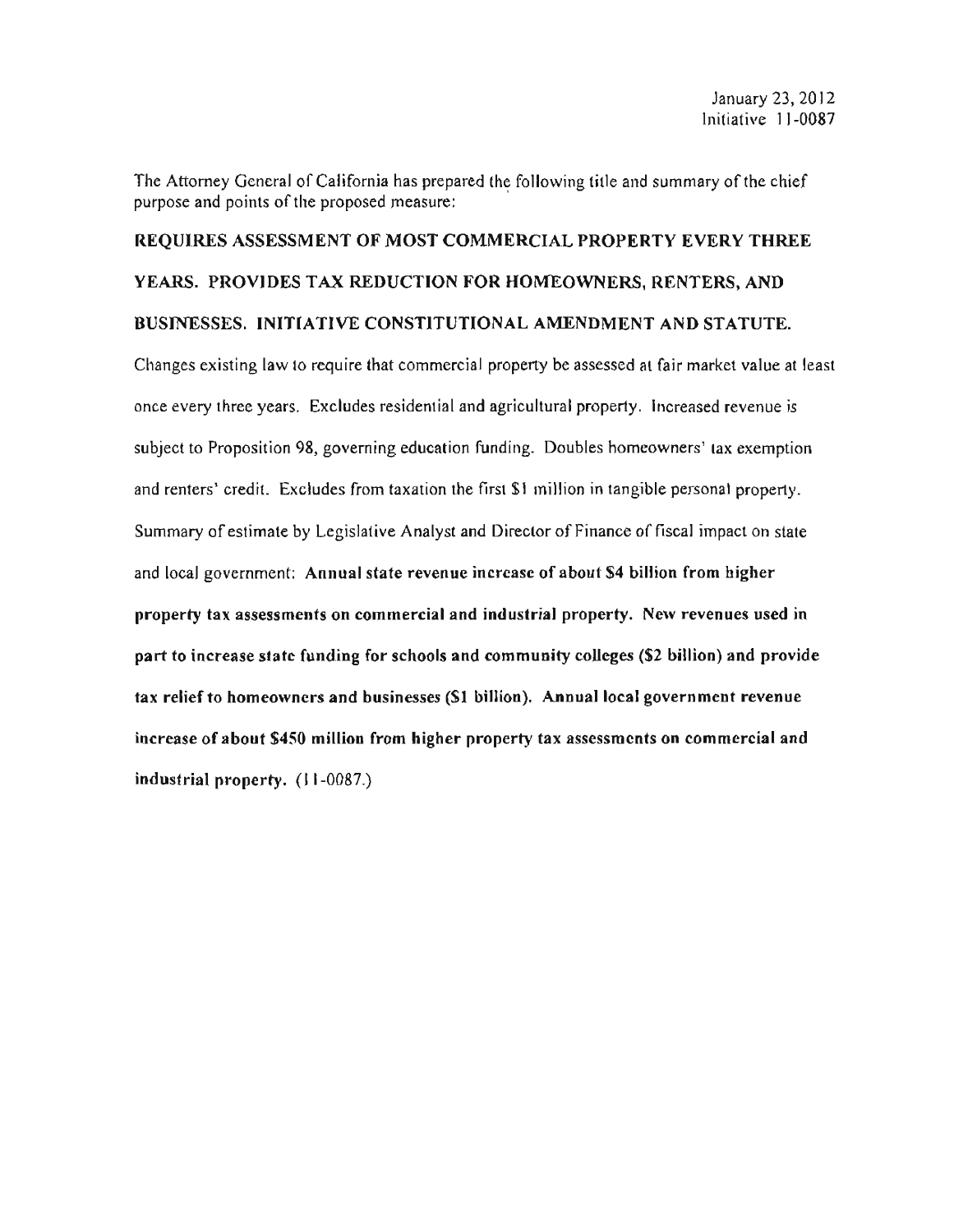January 23, 2012
Initiative 11-0087

The Attorney General of California has prepared the following title and summary of the chief purpose and points of the proposed measure:

**REQUIRES ASSESSMENT OF MOST COMMERCIAL PROPERTY EVERY THREE YEARS. PROVIDES TAX REDUCTION FOR HOMEOWNERS, RENTERS, AND BUSINESSES. INITIATIVE CONSTITUTIONAL AMENDMENT AND STATUTE.**

Changes existing law to require that commercial property be assessed at fair market value at least once every three years. Excludes residential and agricultural property. Increased revenue is subject to Proposition 98, governing education funding. Doubles homeowners' tax exemption and renters' credit. Excludes from taxation the first $1 million in tangible personal property. Summary of estimate by Legislative Analyst and Director of Finance of fiscal impact on state and local government: **Annual state revenue increase of about $4 billion from higher property tax assessments on commercial and industrial property. New revenues used in part to increase state funding for schools and community colleges ($2 billion) and provide tax relief to homeowners and businesses ($1 billion). Annual local government revenue increase of about $450 million from higher property tax assessments on commercial and industrial property.** (11-0087.)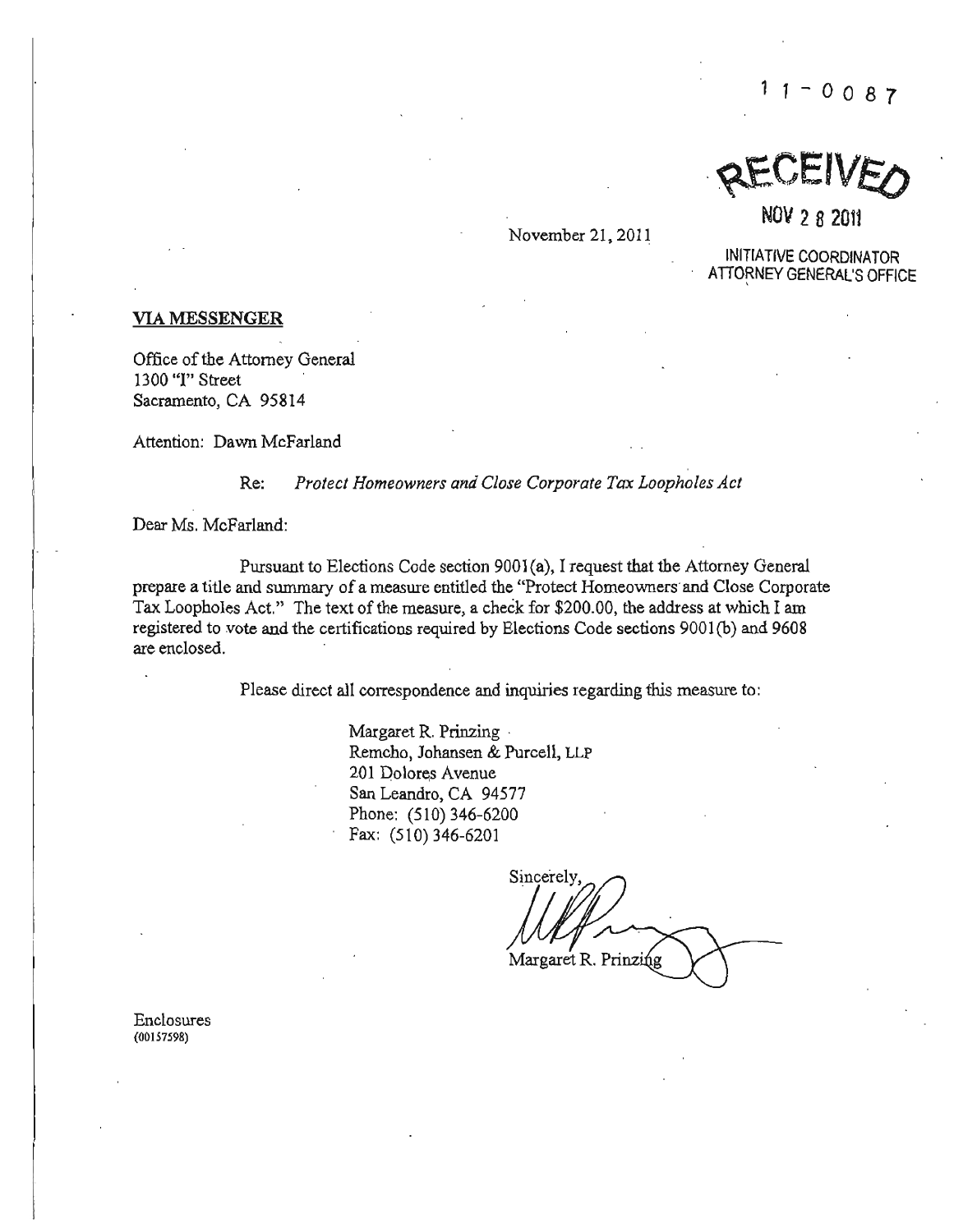11-0087

RECEIVED

NOV 28 2011

INITIATIVE COORDINATOR
ATTORNEY GENERAL'S OFFICE

November 21, 2011

**VIA MESSENGER**

Office of the Attorney General
1300 "I" Street
Sacramento, CA 95814

Attention: Dawn McFarland

Re: *Protect Homeowners and Close Corporate Tax Loopholes Act*

Dear Ms. McFarland:

Pursuant to Elections Code section 9001(a), I request that the Attorney General prepare a title and summary of a measure entitled the "Protect Homeowners and Close Corporate Tax Loopholes Act." The text of the measure, a check for $200.00, the address at which I am registered to vote and the certifications required by Elections Code sections 9001(b) and 9608 are enclosed.

Please direct all correspondence and inquiries regarding this measure to:

Margaret R. Prinzing
Remcho, Johansen & Purcell, LLP
201 Dolores Avenue
San Leandro, CA 94577
Phone: (510) 346-6200
Fax: (510) 346-6201

Sincerely,

Margaret R. Prinzing

Enclosures
(00157598)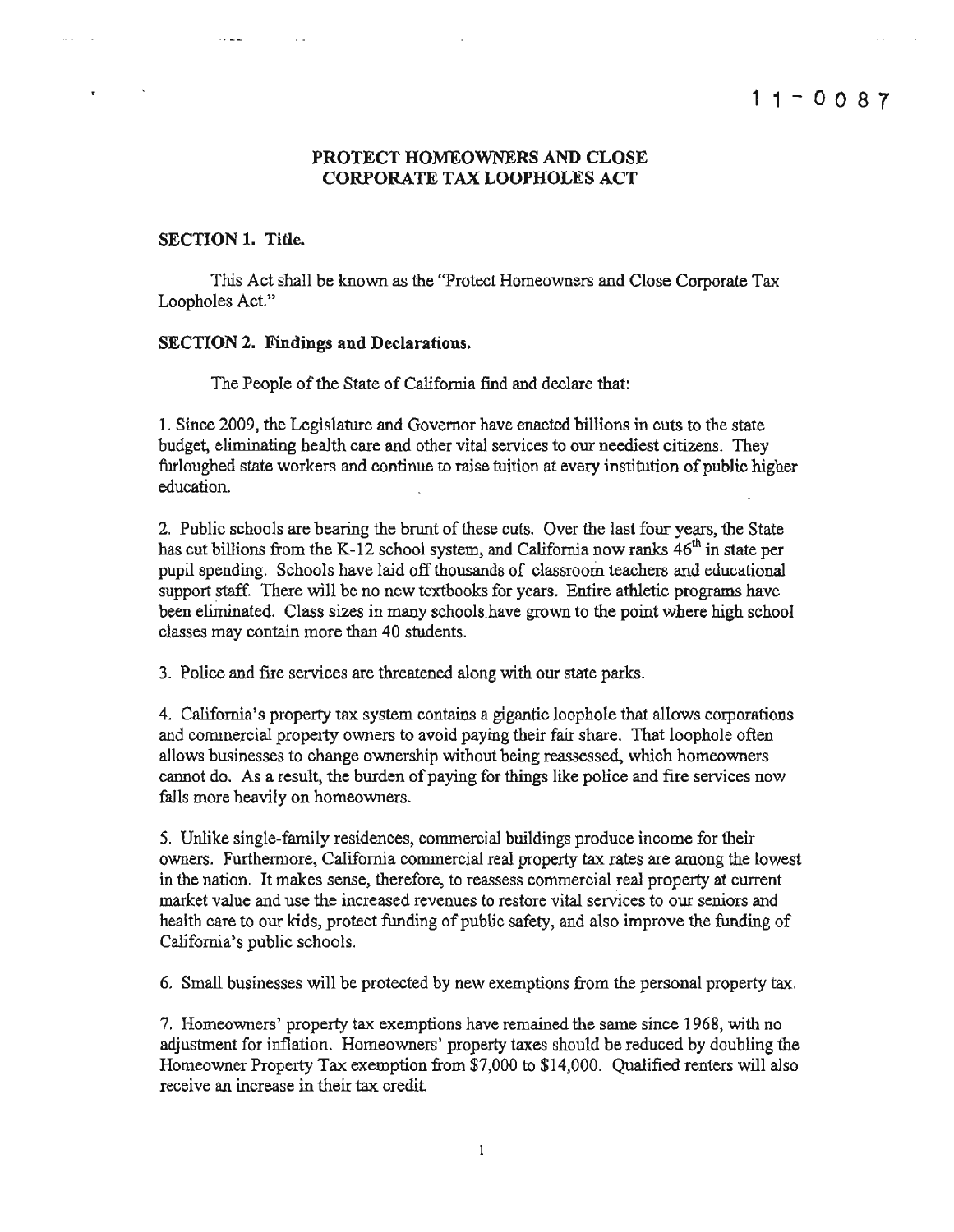11-0087

## PROTECT HOMEOWNERS AND CLOSE CORPORATE TAX LOOPHOLES ACT

**SECTION 1. Title.**

This Act shall be known as the "Protect Homeowners and Close Corporate Tax Loopholes Act."

**SECTION 2. Findings and Declarations.**

The People of the State of California find and declare that:

1. Since 2009, the Legislature and Governor have enacted billions in cuts to the state budget, eliminating health care and other vital services to our neediest citizens. They furloughed state workers and continue to raise tuition at every institution of public higher education.

2. Public schools are bearing the brunt of these cuts. Over the last four years, the State has cut billions from the K-12 school system, and California now ranks 46th in state per pupil spending. Schools have laid off thousands of classroom teachers and educational support staff. There will be no new textbooks for years. Entire athletic programs have been eliminated. Class sizes in many schools have grown to the point where high school classes may contain more than 40 students.

3. Police and fire services are threatened along with our state parks.

4. California's property tax system contains a gigantic loophole that allows corporations and commercial property owners to avoid paying their fair share. That loophole often allows businesses to change ownership without being reassessed, which homeowners cannot do. As a result, the burden of paying for things like police and fire services now falls more heavily on homeowners.

5. Unlike single-family residences, commercial buildings produce income for their owners. Furthermore, California commercial real property tax rates are among the lowest in the nation. It makes sense, therefore, to reassess commercial real property at current market value and use the increased revenues to restore vital services to our seniors and health care to our kids, protect funding of public safety, and also improve the funding of California's public schools.

6. Small businesses will be protected by new exemptions from the personal property tax.

7. Homeowners' property tax exemptions have remained the same since 1968, with no adjustment for inflation. Homeowners' property taxes should be reduced by doubling the Homeowner Property Tax exemption from $7,000 to $14,000. Qualified renters will also receive an increase in their tax credit.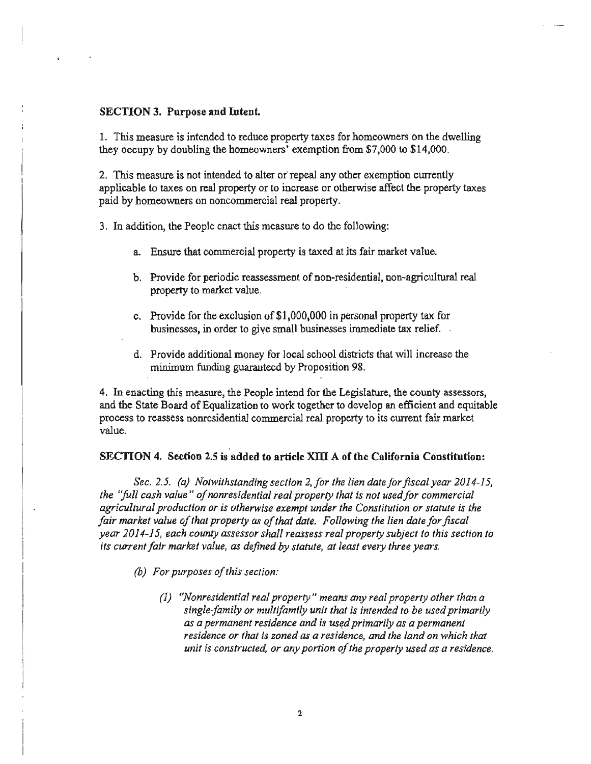**SECTION 3. Purpose and Intent.**

1. This measure is intended to reduce property taxes for homeowners on the dwelling they occupy by doubling the homeowners' exemption from $7,000 to $14,000.

2. This measure is not intended to alter or repeal any other exemption currently applicable to taxes on real property or to increase or otherwise affect the property taxes paid by homeowners on noncommercial real property.

3. In addition, the People enact this measure to do the following:

   a. Ensure that commercial property is taxed at its fair market value.

   b. Provide for periodic reassessment of non-residential, non-agricultural real property to market value.

   c. Provide for the exclusion of $1,000,000 in personal property tax for businesses, in order to give small businesses immediate tax relief.

   d. Provide additional money for local school districts that will increase the minimum funding guaranteed by Proposition 98.

4. In enacting this measure, the People intend for the Legislature, the county assessors, and the State Board of Equalization to work together to develop an efficient and equitable process to reassess nonresidential commercial real property to its current fair market value.

**SECTION 4. Section 2.5 is added to article XIII A of the California Constitution:**

*Sec. 2.5. (a) Notwithstanding section 2, for the lien date for fiscal year 2014-15, the "full cash value" of nonresidential real property that is not used for commercial agricultural production or is otherwise exempt under the Constitution or statute is the fair market value of that property as of that date. Following the lien date for fiscal year 2014-15, each county assessor shall reassess real property subject to this section to its current fair market value, as defined by statute, at least every three years.*

*(b) For purposes of this section:*

*(1) "Nonresidential real property" means any real property other than a single-family or multifamily unit that is intended to be used primarily as a permanent residence and is used primarily as a permanent residence or that is zoned as a residence, and the land on which that unit is constructed, or any portion of the property used as a residence.*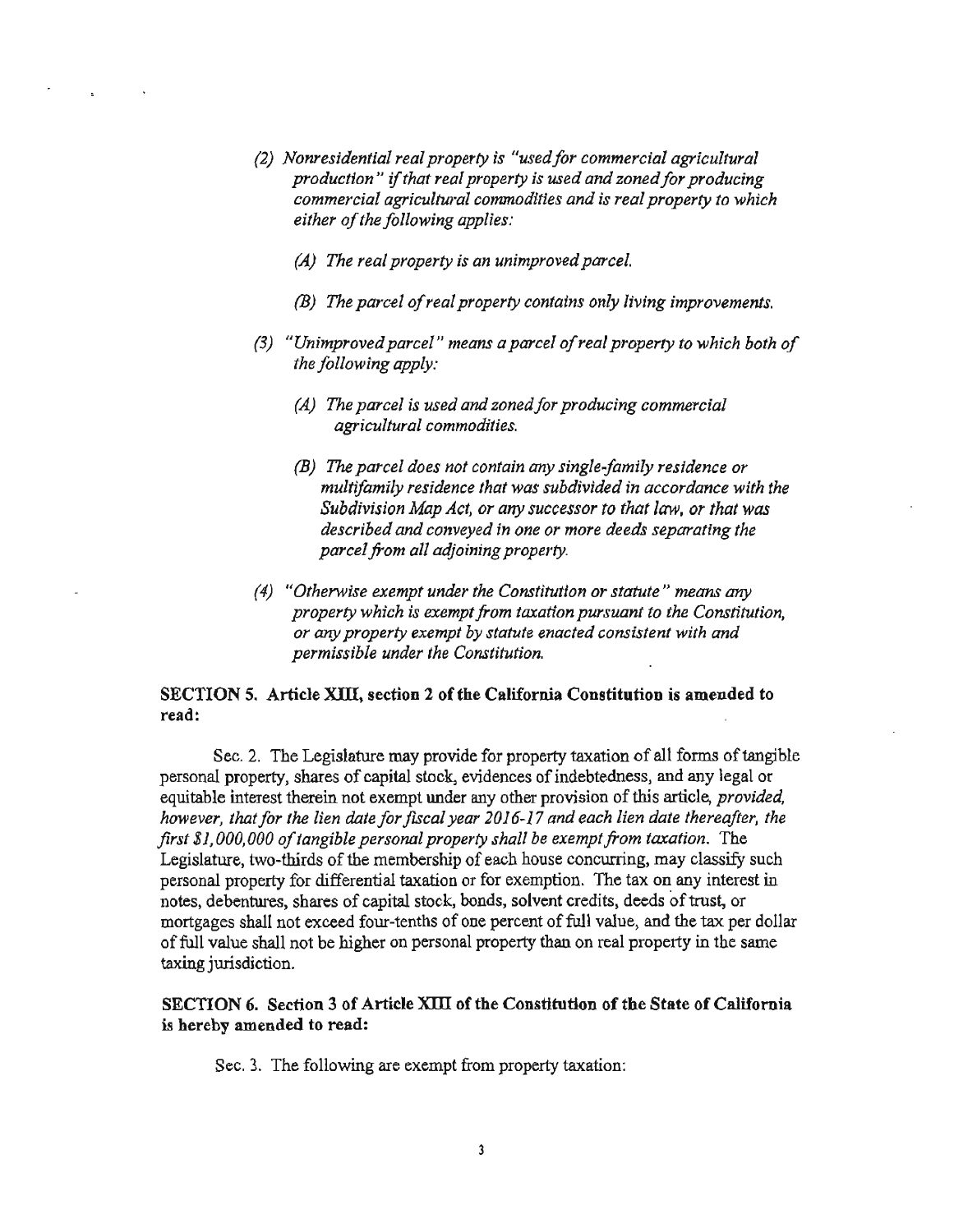*(2) Nonresidential real property is "used for commercial agricultural production" if that real property is used and zoned for producing commercial agricultural commodities and is real property to which either of the following applies:*

*(A) The real property is an unimproved parcel.*

*(B) The parcel of real property contains only living improvements.*

*(3) "Unimproved parcel" means a parcel of real property to which both of the following apply:*

*(A) The parcel is used and zoned for producing commercial agricultural commodities.*

*(B) The parcel does not contain any single-family residence or multifamily residence that was subdivided in accordance with the Subdivision Map Act, or any successor to that law, or that was described and conveyed in one or more deeds separating the parcel from all adjoining property.*

*(4) "Otherwise exempt under the Constitution or statute" means any property which is exempt from taxation pursuant to the Constitution, or any property exempt by statute enacted consistent with and permissible under the Constitution.*

**SECTION 5. Article XIII, section 2 of the California Constitution is amended to read:**

Sec. 2. The Legislature may provide for property taxation of all forms of tangible personal property, shares of capital stock, evidences of indebtedness, and any legal or equitable interest therein not exempt under any other provision of this article, *provided, however, that for the lien date for fiscal year 2016-17 and each lien date thereafter, the first $1,000,000 of tangible personal property shall be exempt from taxation.* The Legislature, two-thirds of the membership of each house concurring, may classify such personal property for differential taxation or for exemption. The tax on any interest in notes, debentures, shares of capital stock, bonds, solvent credits, deeds of trust, or mortgages shall not exceed four-tenths of one percent of full value, and the tax per dollar of full value shall not be higher on personal property than on real property in the same taxing jurisdiction.

**SECTION 6. Section 3 of Article XIII of the Constitution of the State of California is hereby amended to read:**

Sec. 3. The following are exempt from property taxation: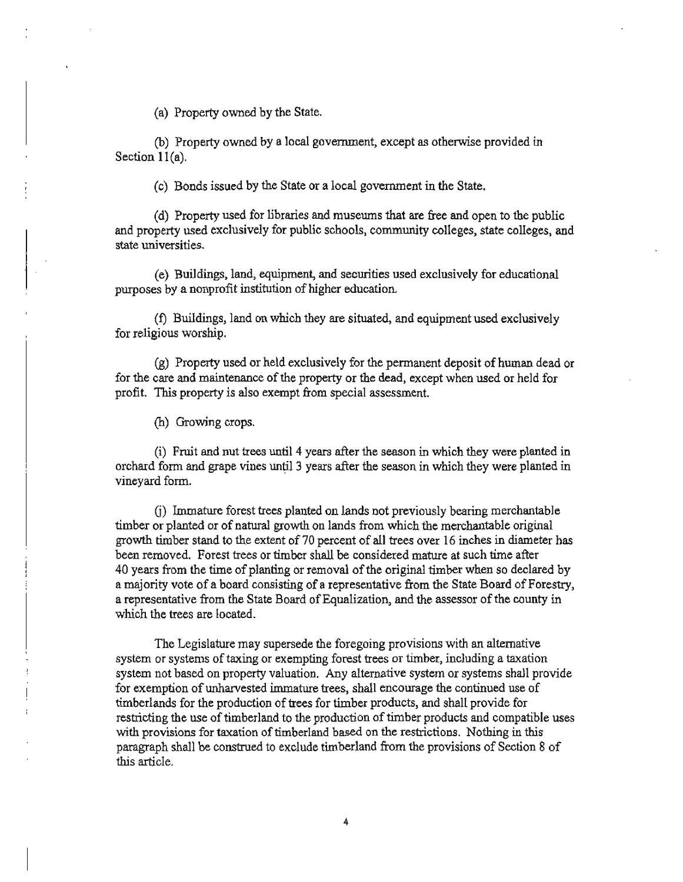(a) Property owned by the State.

(b) Property owned by a local government, except as otherwise provided in Section 11(a).

(c) Bonds issued by the State or a local government in the State.

(d) Property used for libraries and museums that are free and open to the public and property used exclusively for public schools, community colleges, state colleges, and state universities.

(e) Buildings, land, equipment, and securities used exclusively for educational purposes by a nonprofit institution of higher education.

(f) Buildings, land on which they are situated, and equipment used exclusively for religious worship.

(g) Property used or held exclusively for the permanent deposit of human dead or for the care and maintenance of the property or the dead, except when used or held for profit. This property is also exempt from special assessment.

(h) Growing crops.

(i) Fruit and nut trees until 4 years after the season in which they were planted in orchard form and grape vines until 3 years after the season in which they were planted in vineyard form.

(j) Immature forest trees planted on lands not previously bearing merchantable timber or planted or of natural growth on lands from which the merchantable original growth timber stand to the extent of 70 percent of all trees over 16 inches in diameter has been removed. Forest trees or timber shall be considered mature at such time after 40 years from the time of planting or removal of the original timber when so declared by a majority vote of a board consisting of a representative from the State Board of Forestry, a representative from the State Board of Equalization, and the assessor of the county in which the trees are located.

The Legislature may supersede the foregoing provisions with an alternative system or systems of taxing or exempting forest trees or timber, including a taxation system not based on property valuation. Any alternative system or systems shall provide for exemption of unharvested immature trees, shall encourage the continued use of timberlands for the production of trees for timber products, and shall provide for restricting the use of timberland to the production of timber products and compatible uses with provisions for taxation of timberland based on the restrictions. Nothing in this paragraph shall be construed to exclude timberland from the provisions of Section 8 of this article.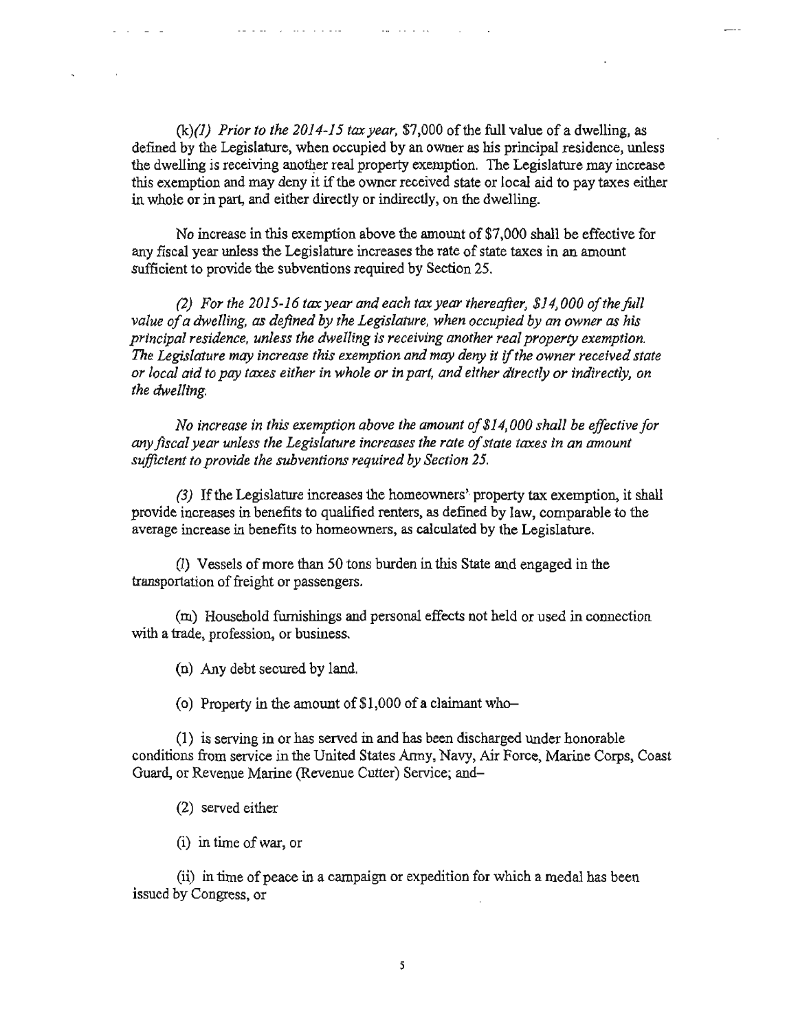(k)*(1) Prior to the 2014-15 tax year,* $7,000 of the full value of a dwelling, as defined by the Legislature, when occupied by an owner as his principal residence, unless the dwelling is receiving another real property exemption. The Legislature may increase this exemption and may deny it if the owner received state or local aid to pay taxes either in whole or in part, and either directly or indirectly, on the dwelling.

No increase in this exemption above the amount of $7,000 shall be effective for any fiscal year unless the Legislature increases the rate of state taxes in an amount sufficient to provide the subventions required by Section 25.

*(2) For the 2015-16 tax year and each tax year thereafter, $14,000 of the full value of a dwelling, as defined by the Legislature, when occupied by an owner as his principal residence, unless the dwelling is receiving another real property exemption. The Legislature may increase this exemption and may deny it if the owner received state or local aid to pay taxes either in whole or in part, and either directly or indirectly, on the dwelling.*

*No increase in this exemption above the amount of $14,000 shall be effective for any fiscal year unless the Legislature increases the rate of state taxes in an amount sufficient to provide the subventions required by Section 25.*

*(3)* If the Legislature increases the homeowners' property tax exemption, it shall provide increases in benefits to qualified renters, as defined by law, comparable to the average increase in benefits to homeowners, as calculated by the Legislature.

(l) Vessels of more than 50 tons burden in this State and engaged in the transportation of freight or passengers.

(m) Household furnishings and personal effects not held or used in connection with a trade, profession, or business.

(n) Any debt secured by land.

(o) Property in the amount of $1,000 of a claimant who–

(1) is serving in or has served in and has been discharged under honorable conditions from service in the United States Army, Navy, Air Force, Marine Corps, Coast Guard, or Revenue Marine (Revenue Cutter) Service; and–

(2) served either

(i) in time of war, or

(ii) in time of peace in a campaign or expedition for which a medal has been issued by Congress, or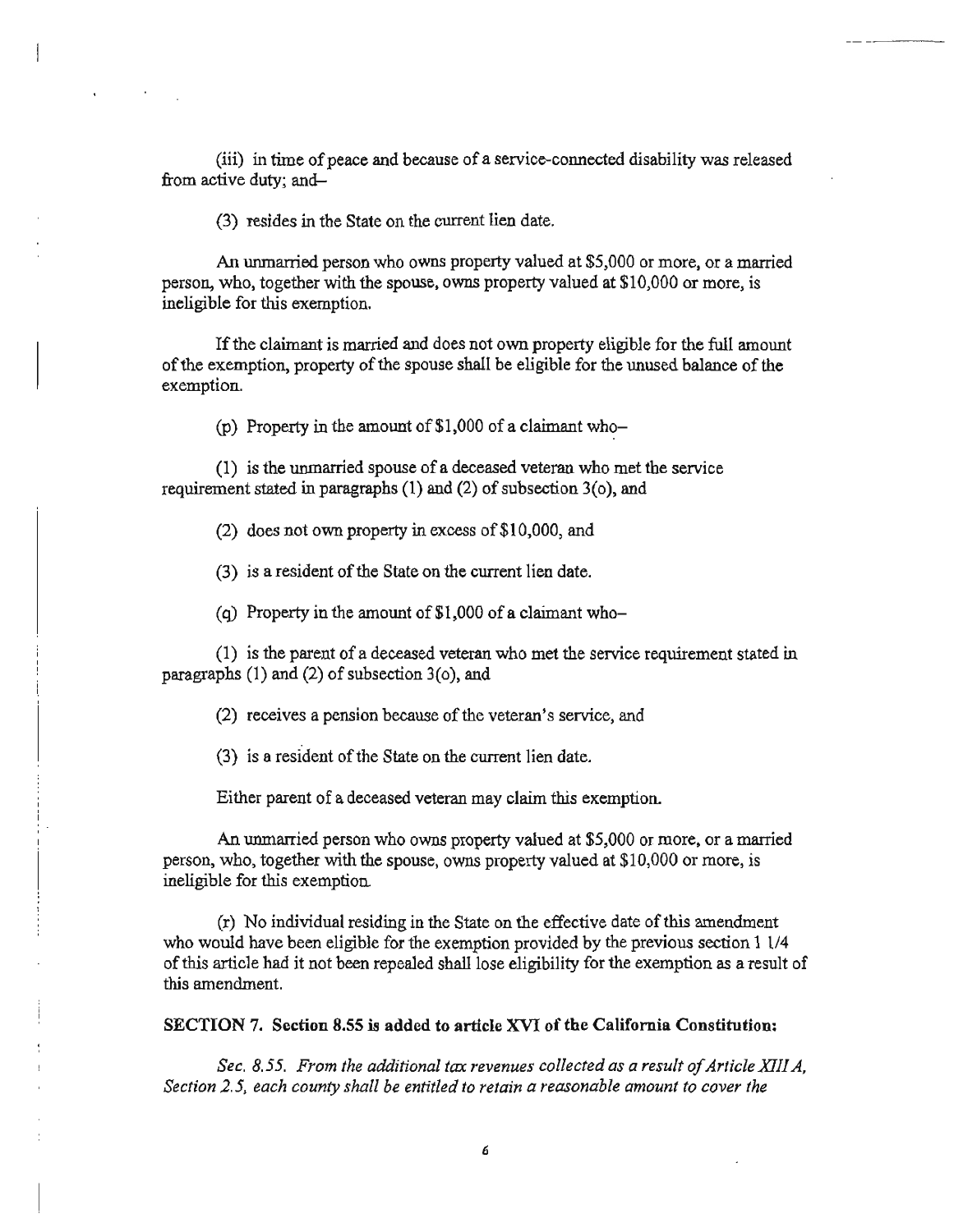(iii) in time of peace and because of a service-connected disability was released from active duty; and–

(3) resides in the State on the current lien date.

An unmarried person who owns property valued at $5,000 or more, or a married person, who, together with the spouse, owns property valued at $10,000 or more, is ineligible for this exemption.

If the claimant is married and does not own property eligible for the full amount of the exemption, property of the spouse shall be eligible for the unused balance of the exemption.

(p) Property in the amount of $1,000 of a claimant who–

(1) is the unmarried spouse of a deceased veteran who met the service requirement stated in paragraphs (1) and (2) of subsection 3(o), and

(2) does not own property in excess of $10,000, and

(3) is a resident of the State on the current lien date.

(q) Property in the amount of $1,000 of a claimant who–

(1) is the parent of a deceased veteran who met the service requirement stated in paragraphs (1) and (2) of subsection 3(o), and

(2) receives a pension because of the veteran's service, and

(3) is a resident of the State on the current lien date.

Either parent of a deceased veteran may claim this exemption.

An unmarried person who owns property valued at $5,000 or more, or a married person, who, together with the spouse, owns property valued at $10,000 or more, is ineligible for this exemption.

(r) No individual residing in the State on the effective date of this amendment who would have been eligible for the exemption provided by the previous section 1 1/4 of this article had it not been repealed shall lose eligibility for the exemption as a result of this amendment.

**SECTION 7. Section 8.55 is added to article XVI of the California Constitution:**

*Sec. 8.55. From the additional tax revenues collected as a result of Article XIII A, Section 2.5, each county shall be entitled to retain a reasonable amount to cover the*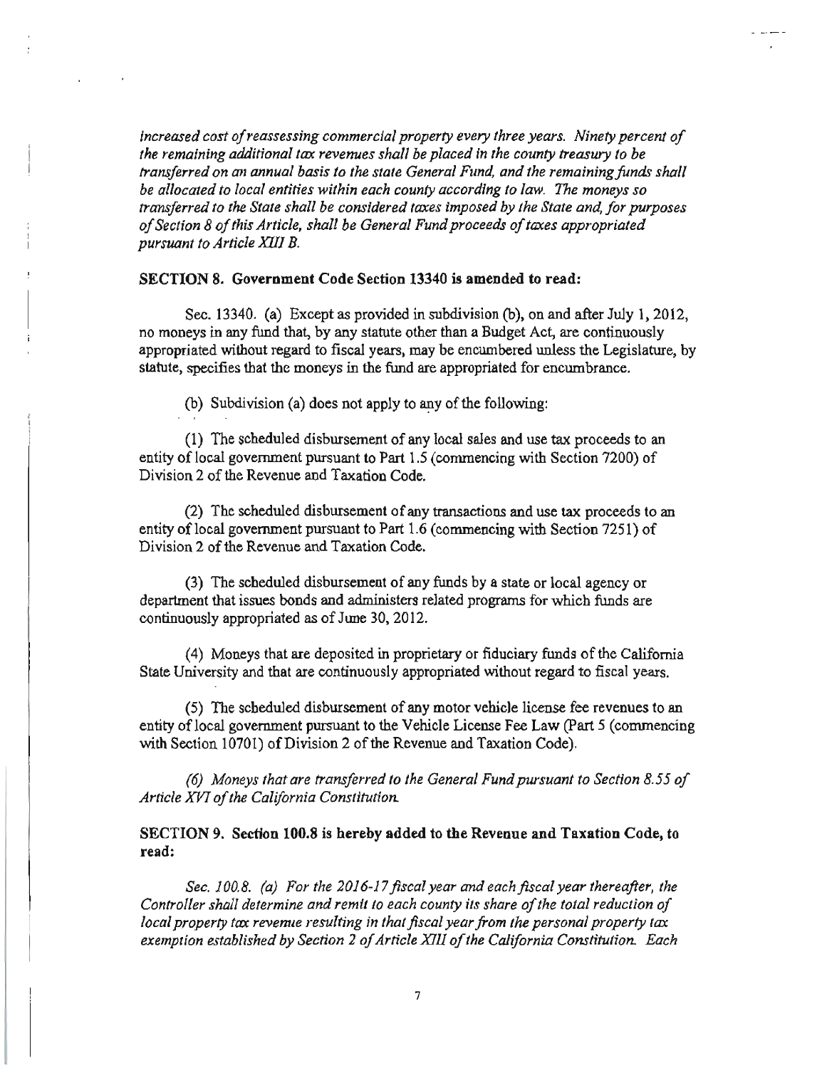*increased cost of reassessing commercial property every three years. Ninety percent of the remaining additional tax revenues shall be placed in the county treasury to be transferred on an annual basis to the state General Fund, and the remaining funds shall be allocated to local entities within each county according to law. The moneys so transferred to the State shall be considered taxes imposed by the State and, for purposes of Section 8 of this Article, shall be General Fund proceeds of taxes appropriated pursuant to Article XIII B.*

**SECTION 8. Government Code Section 13340 is amended to read:**

Sec. 13340. (a) Except as provided in subdivision (b), on and after July 1, 2012, no moneys in any fund that, by any statute other than a Budget Act, are continuously appropriated without regard to fiscal years, may be encumbered unless the Legislature, by statute, specifies that the moneys in the fund are appropriated for encumbrance.

(b) Subdivision (a) does not apply to any of the following:

(1) The scheduled disbursement of any local sales and use tax proceeds to an entity of local government pursuant to Part 1.5 (commencing with Section 7200) of Division 2 of the Revenue and Taxation Code.

(2) The scheduled disbursement of any transactions and use tax proceeds to an entity of local government pursuant to Part 1.6 (commencing with Section 7251) of Division 2 of the Revenue and Taxation Code.

(3) The scheduled disbursement of any funds by a state or local agency or department that issues bonds and administers related programs for which funds are continuously appropriated as of June 30, 2012.

(4) Moneys that are deposited in proprietary or fiduciary funds of the California State University and that are continuously appropriated without regard to fiscal years.

(5) The scheduled disbursement of any motor vehicle license fee revenues to an entity of local government pursuant to the Vehicle License Fee Law (Part 5 (commencing with Section 10701) of Division 2 of the Revenue and Taxation Code).

*(6) Moneys that are transferred to the General Fund pursuant to Section 8.55 of Article XVI of the California Constitution.*

**SECTION 9. Section 100.8 is hereby added to the Revenue and Taxation Code, to read:**

*Sec. 100.8. (a) For the 2016-17 fiscal year and each fiscal year thereafter, the Controller shall determine and remit to each county its share of the total reduction of local property tax revenue resulting in that fiscal year from the personal property tax exemption established by Section 2 of Article XIII of the California Constitution. Each*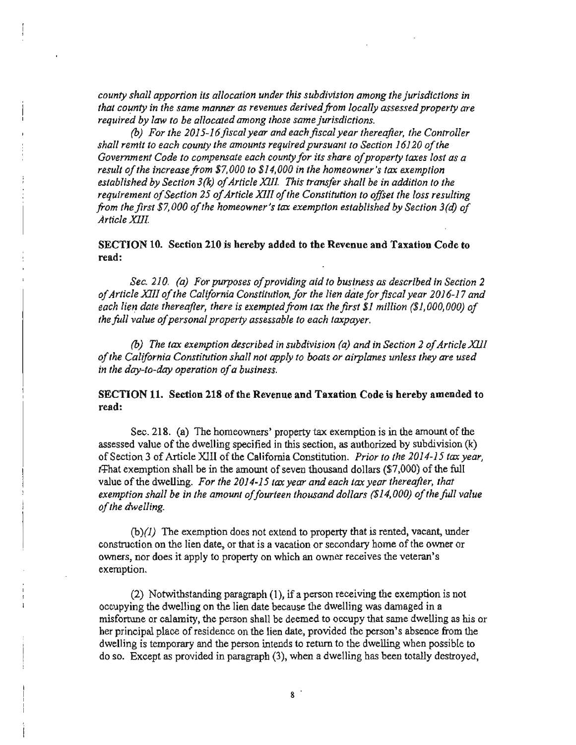*county shall apportion its allocation under this subdivision among the jurisdictions in that county in the same manner as revenues derived from locally assessed property are required by law to be allocated among those same jurisdictions.*

*(b) For the 2015-16 fiscal year and each fiscal year thereafter, the Controller shall remit to each county the amounts required pursuant to Section 16120 of the Government Code to compensate each county for its share of property taxes lost as a result of the increase from $7,000 to $14,000 in the homeowner's tax exemption established by Section 3(k) of Article XIII. This transfer shall be in addition to the requirement of Section 25 of Article XIII of the Constitution to offset the loss resulting from the first $7,000 of the homeowner's tax exemption established by Section 3(d) of Article XIII.*

**SECTION 10. Section 210 is hereby added to the Revenue and Taxation Code to read:**

*Sec. 210. (a) For purposes of providing aid to business as described in Section 2 of Article XIII of the California Constitution, for the lien date for fiscal year 2016-17 and each lien date thereafter, there is exempted from tax the first $1 million ($1,000,000) of the full value of personal property assessable to each taxpayer.*

*(b) The tax exemption described in subdivision (a) and in Section 2 of Article XIII of the California Constitution shall not apply to boats or airplanes unless they are used in the day-to-day operation of a business.*

**SECTION 11. Section 218 of the Revenue and Taxation Code is hereby amended to read:**

Sec. 218. (a) The homeowners' property tax exemption is in the amount of the assessed value of the dwelling specified in this section, as authorized by subdivision (k) of Section 3 of Article XIII of the California Constitution. *Prior to the 2014-15 tax year, t*~~T~~hat exemption shall be in the amount of seven thousand dollars ($7,000) of the full value of the dwelling. *For the 2014-15 tax year and each tax year thereafter, that exemption shall be in the amount of fourteen thousand dollars ($14,000) of the full value of the dwelling.*

(b)*(1)* The exemption does not extend to property that is rented, vacant, under construction on the lien date, or that is a vacation or secondary home of the owner or owners, nor does it apply to property on which an owner receives the veteran's exemption.

(2) Notwithstanding paragraph (1), if a person receiving the exemption is not occupying the dwelling on the lien date because the dwelling was damaged in a misfortune or calamity, the person shall be deemed to occupy that same dwelling as his or her principal place of residence on the lien date, provided the person's absence from the dwelling is temporary and the person intends to return to the dwelling when possible to do so. Except as provided in paragraph (3), when a dwelling has been totally destroyed,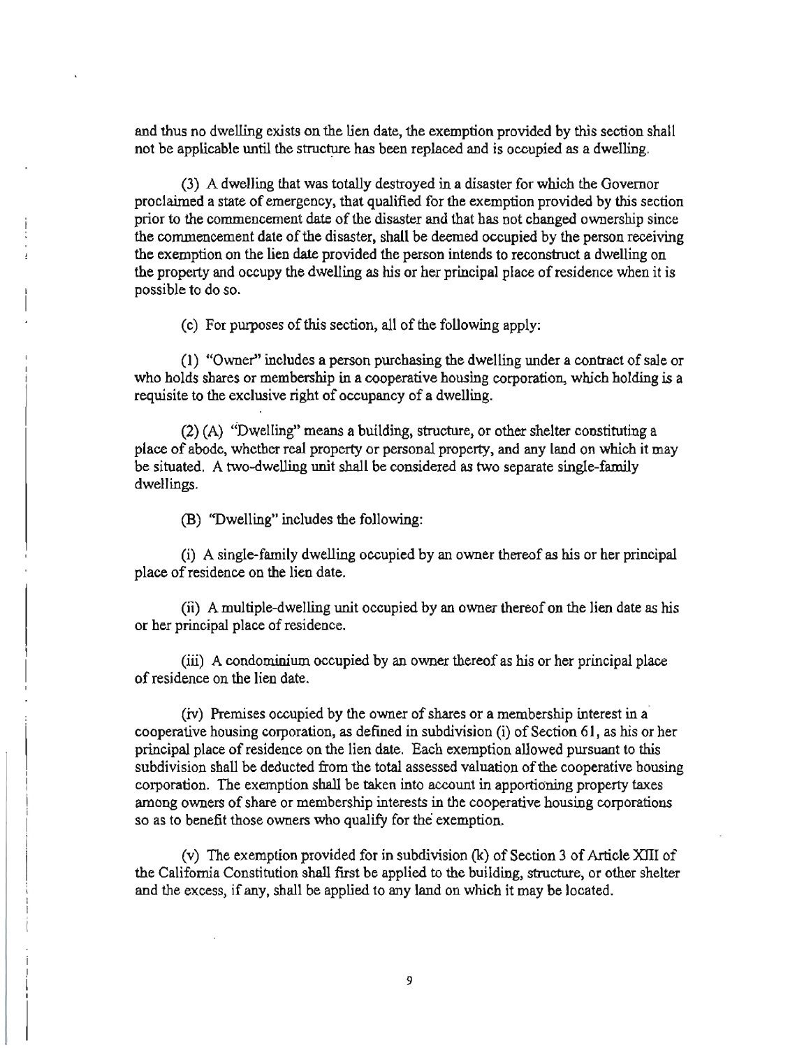and thus no dwelling exists on the lien date, the exemption provided by this section shall not be applicable until the structure has been replaced and is occupied as a dwelling.

(3) A dwelling that was totally destroyed in a disaster for which the Governor proclaimed a state of emergency, that qualified for the exemption provided by this section prior to the commencement date of the disaster and that has not changed ownership since the commencement date of the disaster, shall be deemed occupied by the person receiving the exemption on the lien date provided the person intends to reconstruct a dwelling on the property and occupy the dwelling as his or her principal place of residence when it is possible to do so.

(c) For purposes of this section, all of the following apply:

(1) "Owner" includes a person purchasing the dwelling under a contract of sale or who holds shares or membership in a cooperative housing corporation, which holding is a requisite to the exclusive right of occupancy of a dwelling.

(2) (A) "Dwelling" means a building, structure, or other shelter constituting a place of abode, whether real property or personal property, and any land on which it may be situated. A two-dwelling unit shall be considered as two separate single-family dwellings.

(B) "Dwelling" includes the following:

(i) A single-family dwelling occupied by an owner thereof as his or her principal place of residence on the lien date.

(ii) A multiple-dwelling unit occupied by an owner thereof on the lien date as his or her principal place of residence.

(iii) A condominium occupied by an owner thereof as his or her principal place of residence on the lien date.

(iv) Premises occupied by the owner of shares or a membership interest in a cooperative housing corporation, as defined in subdivision (i) of Section 61, as his or her principal place of residence on the lien date. Each exemption allowed pursuant to this subdivision shall be deducted from the total assessed valuation of the cooperative housing corporation. The exemption shall be taken into account in apportioning property taxes among owners of share or membership interests in the cooperative housing corporations so as to benefit those owners who qualify for the exemption.

(v) The exemption provided for in subdivision (k) of Section 3 of Article XIII of the California Constitution shall first be applied to the building, structure, or other shelter and the excess, if any, shall be applied to any land on which it may be located.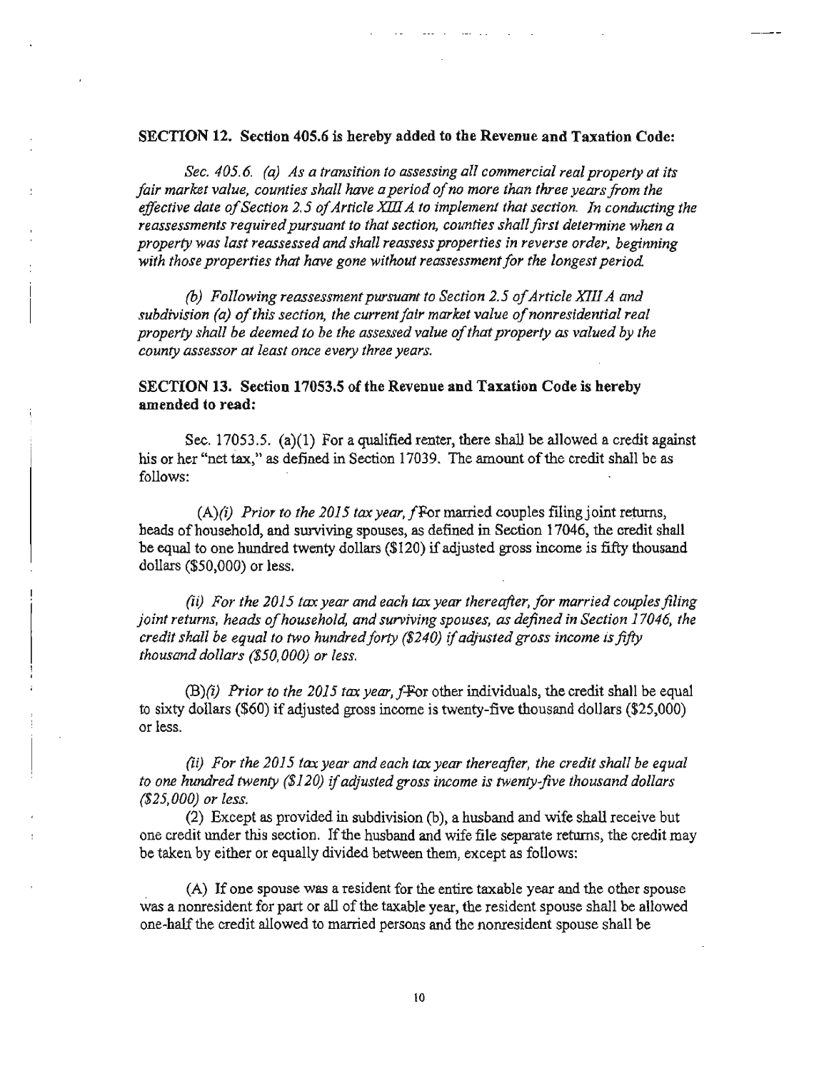**SECTION 12. Section 405.6 is hereby added to the Revenue and Taxation Code:**

*Sec. 405.6. (a) As a transition to assessing all commercial real property at its fair market value, counties shall have a period of no more than three years from the effective date of Section 2.5 of Article XIII A to implement that section. In conducting the reassessments required pursuant to that section, counties shall first determine when a property was last reassessed and shall reassess properties in reverse order, beginning with those properties that have gone without reassessment for the longest period.*

*(b) Following reassessment pursuant to Section 2.5 of Article XIII A and subdivision (a) of this section, the current fair market value of nonresidential real property shall be deemed to be the assessed value of that property as valued by the county assessor at least once every three years.*

**SECTION 13. Section 17053.5 of the Revenue and Taxation Code is hereby amended to read:**

Sec. 17053.5. (a)(1) For a qualified renter, there shall be allowed a credit against his or her "net tax," as defined in Section 17039. The amount of the credit shall be as follows:

(A)*(i) Prior to the 2015 tax year, f*~~F~~or married couples filing joint returns, heads of household, and surviving spouses, as defined in Section 17046, the credit shall be equal to one hundred twenty dollars ($120) if adjusted gross income is fifty thousand dollars ($50,000) or less.

*(ii) For the 2015 tax year and each tax year thereafter, for married couples filing joint returns, heads of household, and surviving spouses, as defined in Section 17046, the credit shall be equal to two hundred forty ($240) if adjusted gross income is fifty thousand dollars ($50,000) or less.*

(B)*(i) Prior to the 2015 tax year, f*~~F~~or other individuals, the credit shall be equal to sixty dollars ($60) if adjusted gross income is twenty-five thousand dollars ($25,000) or less.

*(ii) For the 2015 tax year and each tax year thereafter, the credit shall be equal to one hundred twenty ($120) if adjusted gross income is twenty-five thousand dollars ($25,000) or less.*

(2) Except as provided in subdivision (b), a husband and wife shall receive but one credit under this section. If the husband and wife file separate returns, the credit may be taken by either or equally divided between them, except as follows:

(A) If one spouse was a resident for the entire taxable year and the other spouse was a nonresident for part or all of the taxable year, the resident spouse shall be allowed one-half the credit allowed to married persons and the nonresident spouse shall be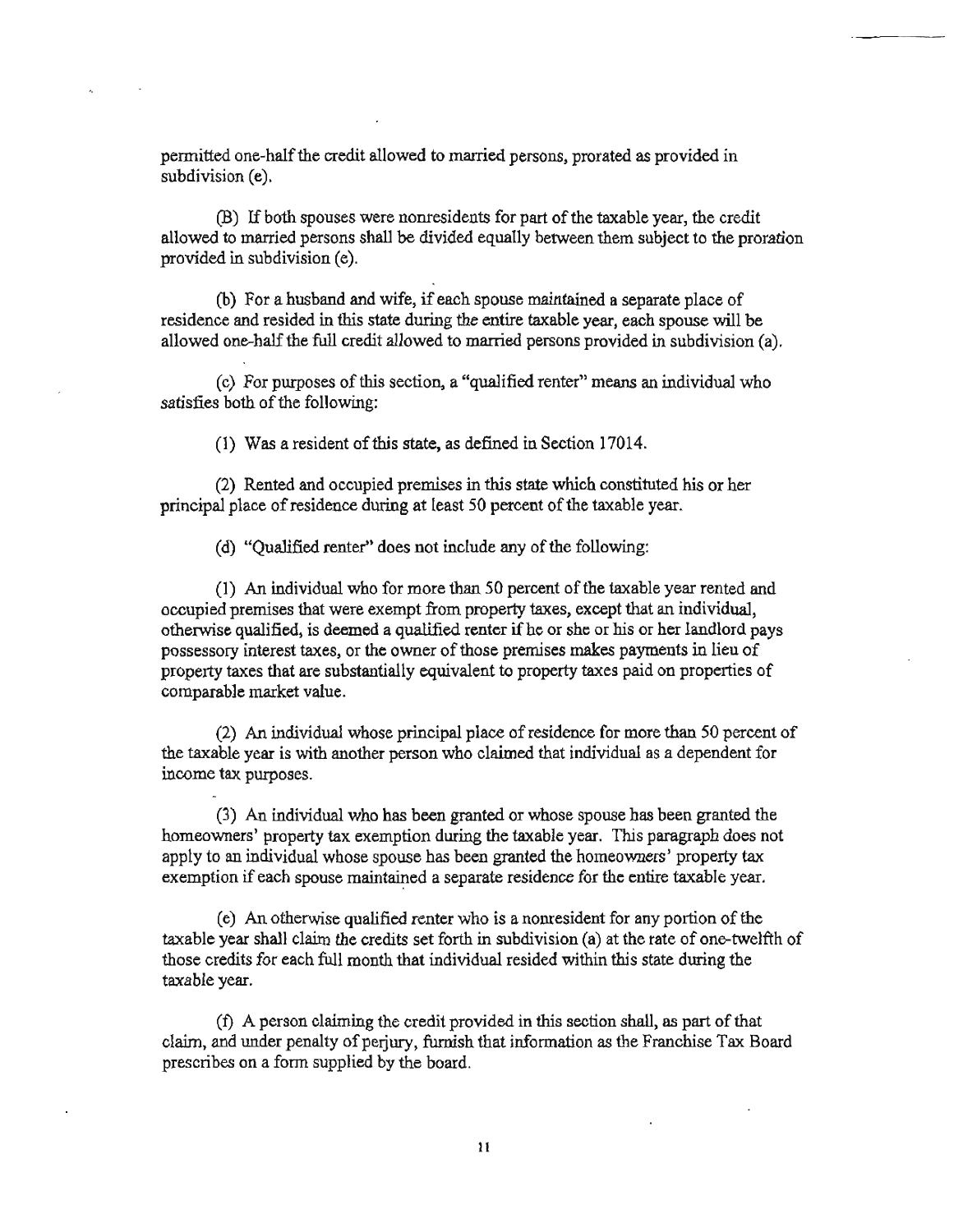permitted one-half the credit allowed to married persons, prorated as provided in subdivision (e).

(B) If both spouses were nonresidents for part of the taxable year, the credit allowed to married persons shall be divided equally between them subject to the proration provided in subdivision (e).

(b) For a husband and wife, if each spouse maintained a separate place of residence and resided in this state during the entire taxable year, each spouse will be allowed one-half the full credit allowed to married persons provided in subdivision (a).

(c) For purposes of this section, a "qualified renter" means an individual who satisfies both of the following:

(1) Was a resident of this state, as defined in Section 17014.

(2) Rented and occupied premises in this state which constituted his or her principal place of residence during at least 50 percent of the taxable year.

(d) "Qualified renter" does not include any of the following:

(1) An individual who for more than 50 percent of the taxable year rented and occupied premises that were exempt from property taxes, except that an individual, otherwise qualified, is deemed a qualified renter if he or she or his or her landlord pays possessory interest taxes, or the owner of those premises makes payments in lieu of property taxes that are substantially equivalent to property taxes paid on properties of comparable market value.

(2) An individual whose principal place of residence for more than 50 percent of the taxable year is with another person who claimed that individual as a dependent for income tax purposes.

(3) An individual who has been granted or whose spouse has been granted the homeowners' property tax exemption during the taxable year. This paragraph does not apply to an individual whose spouse has been granted the homeowners' property tax exemption if each spouse maintained a separate residence for the entire taxable year.

(e) An otherwise qualified renter who is a nonresident for any portion of the taxable year shall claim the credits set forth in subdivision (a) at the rate of one-twelfth of those credits for each full month that individual resided within this state during the taxable year.

(f) A person claiming the credit provided in this section shall, as part of that claim, and under penalty of perjury, furnish that information as the Franchise Tax Board prescribes on a form supplied by the board.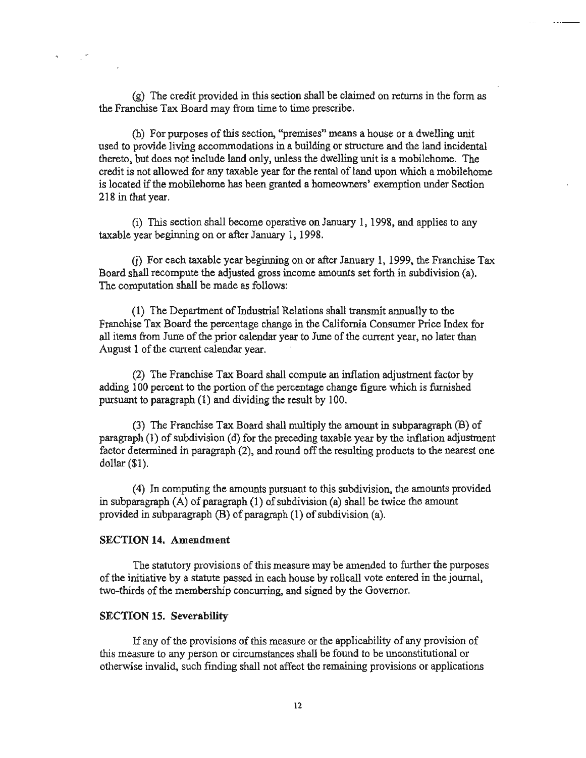(g) The credit provided in this section shall be claimed on returns in the form as the Franchise Tax Board may from time to time prescribe.

(h) For purposes of this section, "premises" means a house or a dwelling unit used to provide living accommodations in a building or structure and the land incidental thereto, but does not include land only, unless the dwelling unit is a mobilehome. The credit is not allowed for any taxable year for the rental of land upon which a mobilehome is located if the mobilehome has been granted a homeowners' exemption under Section 218 in that year.

(i) This section shall become operative on January 1, 1998, and applies to any taxable year beginning on or after January 1, 1998.

(j) For each taxable year beginning on or after January 1, 1999, the Franchise Tax Board shall recompute the adjusted gross income amounts set forth in subdivision (a). The computation shall be made as follows:

(1) The Department of Industrial Relations shall transmit annually to the Franchise Tax Board the percentage change in the California Consumer Price Index for all items from June of the prior calendar year to June of the current year, no later than August 1 of the current calendar year.

(2) The Franchise Tax Board shall compute an inflation adjustment factor by adding 100 percent to the portion of the percentage change figure which is furnished pursuant to paragraph (1) and dividing the result by 100.

(3) The Franchise Tax Board shall multiply the amount in subparagraph (B) of paragraph (1) of subdivision (d) for the preceding taxable year by the inflation adjustment factor determined in paragraph (2), and round off the resulting products to the nearest one dollar ($1).

(4) In computing the amounts pursuant to this subdivision, the amounts provided in subparagraph (A) of paragraph (1) of subdivision (a) shall be twice the amount provided in subparagraph (B) of paragraph (1) of subdivision (a).

**SECTION 14. Amendment**

The statutory provisions of this measure may be amended to further the purposes of the initiative by a statute passed in each house by rollcall vote entered in the journal, two-thirds of the membership concurring, and signed by the Governor.

**SECTION 15. Severability**

If any of the provisions of this measure or the applicability of any provision of this measure to any person or circumstances shall be found to be unconstitutional or otherwise invalid, such finding shall not affect the remaining provisions or applications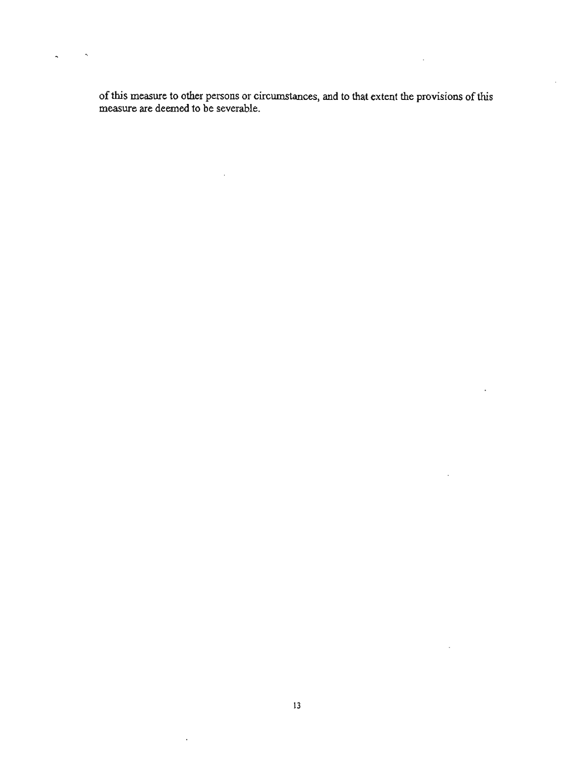of this measure to other persons or circumstances, and to that extent the provisions of this measure are deemed to be severable.